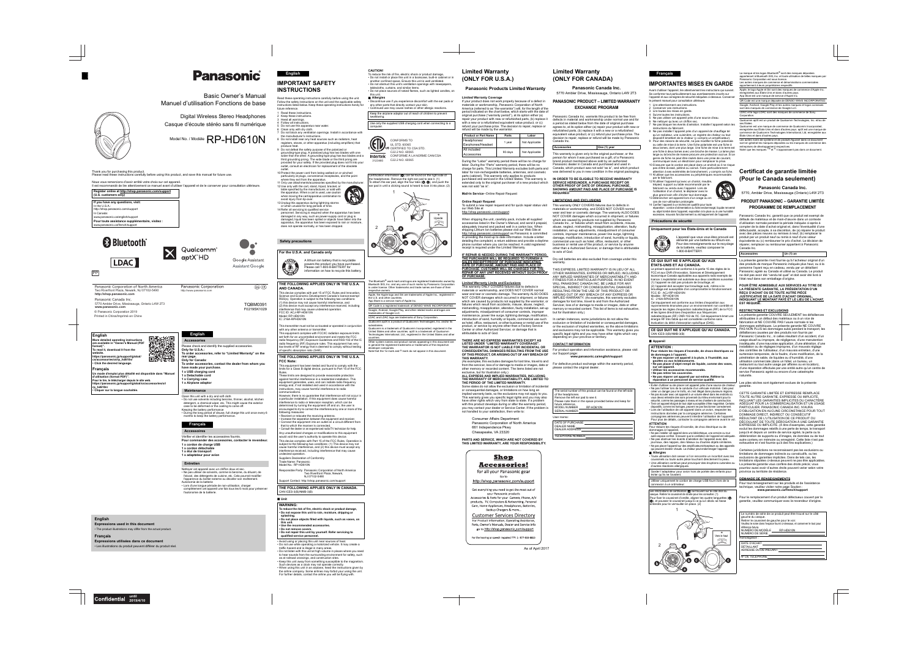# Panasonic

Basic Owner's Manual
Manuel d'utilisation Fonctions de base

Digital Wireless Stereo Headphones
Casque d'écoute stéréo sans fil numérique

Model No. / Modèle **RP-HD610N**

Thank you for purchasing this product.
Please read these instructions carefully before using this product, and save this manual for future use.

Nous vous remercions d'avoir arrêté votre choix sur cet appareil.
Il est recommandé de lire attentivement ce manuel avant d'utiliser l'appareil et de le conserver pour consultation ultérieure.

**Register online at http://shop.panasonic.com/support (U.S. customers only)**

**If you have any questions, visit:**
In the U.S.A.:
http://shop.panasonic.com/support
In Canada:
www.panasonic.ca/english/support
**Pour toute assistance supplémentaire, visitez :**
www.panasonic.ca/french/support

Bluetooth® LDAC Qualcomm® aptX™ HD Google Assistant

Panasonic Corporation of North America
Two Riverfront Plaza, Newark, NJ 07102-5490
**http://shop.panasonic.com**

Panasonic Canada Inc.
5770 Ambler Drive, Mississauga, Ontario L4W 2T3
**www.panasonic.com**

© Panasonic Corporation 2019
Printed in China/Imprimé en Chine

Panasonic Corporation
http://www.panasonic.com

TQBM0391
F0219SK1029

## English

**More detailed operating instructions are available in "Owner's Manual (PDF format)".**
**To read it, download it from the website.**
**https://panasonic.jp/support/global/cs/accessories/rp_hd610n**
**• Click the desired language.**

## Français

**Le mode d'emploi plus détaillé est disponible dans "Manuel d'utilisation (format PDF)".**
**Pour le lire, le télécharger depuis le site web.**
**https://panasonic.jp/support/global/cs/accessories/rp_hd610n**
**• Cliquer sur la langue souhaitée.**

## English

### Accessories

Please check and identify the supplied accessories.
**Only for U.S.A.:**
**To order accessories, refer to "Limited Warranty" on the rear page.**
**Only for Canada:**
**To order accessories, contact the dealer from whom you have made your purchase.**
**1 x USB charging cord**
**1 x Detachable cord**
**1 x Carrying case**
**1 x Airplane adaptor**

### Maintenance

Clean this unit with a dry and soft cloth.
• Do not use solvents including benzine, thinner, alcohol, kitchen detergent, a chemical wiper, etc. This might cause the exterior case to be deformed or the coating to come off.
Keeping the battery performance
• During the long period of disuse, full charge this unit once every 6 months to keep the battery performance.

## Français

### Accessoires

Vérifier et identifier les accessoires fournis.
**Pour commander des accessoires, contacter le revendeur.**
**1 x cordon de charge USB**
**1 x cordon détachable**
**1 x étui de transport**
**1 x adaptateur pour avion**

### Entretien

Nettoyer cet appareil avec un chiffon doux et sec.
• Ne pas utiliser de solvants, comme la benzine, du diluant, de l'alcool, des détergents de cuisine, etc. Cela pourrait modifier l'apparence du boîtier externe ou décoller son revêtement.
Autonomie de la batterie
• Lors d'une longue période de non-utilisation, charger complètement cet appareil une fois toutes les 6 mois pour préserver l'autonomie de la batterie.

## English

**Expressions used in this document**
• The product illustrations may differ from the actual product.

## Français

**Expressions utilisées dans ce document**
• Les illustrations du produit peuvent différer du produit réel.

## English

# IMPORTANT SAFETY INSTRUCTIONS

Read these operating instructions carefully before using the unit. Follow the safety instructions on the unit and the applicable safety instructions listed below. Keep these operating instructions handy for future reference.

1 Read these instructions.
2 Keep these instructions.
3 Heed all warnings.
4 Follow all instructions.
5 Do not use this apparatus near water.
6 Clean only with dry cloth.
7 Do not block any ventilation openings. Install in accordance with the manufacturer's instructions.
8 Do not install near any heat sources such as radiators, heat registers, stoves, or other apparatus (including amplifiers) that produce heat.
9 Do not defeat the safety purpose of the polarized or grounding-type plug. A polarized plug has two blades with one wider than the other. A grounding-type plug has two blades and a third grounding prong. The wide blade or the third prong are provided for your safety. If the provided plug does not fit into your outlet, consult an electrician for replacement of the obsolete outlet.
10 Protect the power cord from being walked on or pinched particularly at plugs, convenience receptacles, and the point where they exit from the apparatus.
11 Only use attachments/accessories specified by the manufacturer.
12 Use only with the cart, stand, tripod, bracket, or table specified by the manufacturer, or sold with the apparatus. When a cart is used, use caution when moving the cart/apparatus combination to avoid injury from tip-over.
13 Unplug this apparatus during lightning storms or when unused for long periods of time.
14 Refer all servicing to qualified service personnel. Servicing is required when the apparatus has been damaged in any way, such as power-supply cord or plug is damaged, liquid has been spilled or objects have fallen into the apparatus, the apparatus has been exposed to rain or moisture, does not operate normally, or has been dropped.

### Safety precautions

**For the U.S.A. and Canada only**

A lithium ion battery that is recyclable powers the product you have purchased. Please call 1-800-8-BATTERY for information on how to recycle this battery.

**THE FOLLOWING APPLIES ONLY IN THE U.S.A. AND CANADA.**
This device complies with part 15 of FCC Rules and Innovation, Science and Economic Development Canada's licence-exempt RSS standard(s). Operation is subject to the following two conditions:
(1) this device may not cause harmful interference, and
(2) this device must accept any interference received, including interference that may cause undesired operation.
FCC ID: ACJ-RP-HD610N
Model: RP-HD610N
IC: 216A-RPHD610N

This transmitter must not be co-located or operated in conjunction with any other antenna or transmitter.
This equipment complies with FCC/IC radiation exposure limits set forth for an uncontrolled environment and meets the FCC radio frequency (RF) Exposure Guidelines and RSS-102 of the IC radio frequency (RF) Exposure rules. This equipment has very low levels of RF energy that is deemed to comply without testing of specific absorption ratio (SAR).

**THE FOLLOWING APPLIES ONLY IN THE U.S.A.**
**FCC Note:**
This equipment has been tested and found to comply with the limits for a Class B digital device, pursuant to Part 15 of the FCC Rules.
These limits are designed to provide reasonable protection against harmful interference in a residential installation. This equipment generates, uses, and can radiate radio frequency energy and, if not installed and used in accordance with the instructions, may cause harmful interference to radio communications.
However, there is no guarantee that interference will not occur in a particular installation. If this equipment does cause harmful interference to radio or television reception, which can be determined by turning the equipment off and on, the user is encouraged to try to correct the interference by one or more of the following measures:
• Reorient or relocate the receiving antenna.
• Increase the separation between the equipment and receiver.
• Connect the equipment into an outlet on a circuit different from that to which the receiver is connected.
• Consult the dealer or an experienced radio/TV technician for help.
Any unauthorized changes or modifications to this equipment would void the user's authority to operate this device.
This device complies with Part 15 of the FCC Rules. Operation is subject to the following two conditions: (1) This device may not cause harmful interference, and (2) this device must accept any interference received, including interference that may cause undesired operation.
Suppliers Declaration of Conformity
Trade Name: Panasonic
Model No.: RP-HD610N
Responsible Party: Panasonic Corporation of North America
Two Riverfront Plaza, Newark, NJ 07102-5490
Support Contact: http://shop.panasonic.com/support

**THE FOLLOWING APPLIES ONLY IN CANADA.**
CAN ICES-3(B)/NMB-3(B)

■ **Unit**

**WARNING:**
**To reduce the risk of fire, electric shock or product damage,**
**• Do not expose this unit to rain, moisture, dripping or splashing.**
**• Do not place objects filled with liquids, such as vases, on this unit.**
**• Use the recommended accessories.**
**• Do not remove covers.**
**• Do not repair this unit by yourself. Refer servicing to qualified service personnel.**

• Avoid using or placing this unit near sources of heat.
• Do not use while operating a motorized vehicle. It may create a traffic hazard and is illegal in many areas.
• Do not listen with this unit at high volume in places where you need to hear sounds from the surrounding environment for safety, such as at railroad crossings, and construction sites.
• Keep this unit away from something susceptible to the magnetism. Such devices as a clock may not operate correctly.
• When using this unit in an airplane, heed the instructions given by the airline company. Some airlines may forbid your using the unit. For further details, contact the airline you will be flying with.

**CAUTION!**
To reduce the risk of fire, electric shock or product damage,
• Do not install or place this unit in a bookcase, built-in cabinet or in another confined space. Ensure this unit is well ventilated.
• Do not obstruct this unit's ventilation openings with newspapers, tablecloths, curtains, and similar items.
• Do not place sources of naked flames, such as lighted candles, on this unit.

■ **Allergies**
• Discontinue use if you experience discomfort with the ear pads or any other parts that directly contact your skin.
• Continued use may cause rashes or other allergic reactions.

Keep the airplane adaptor out of reach of children to prevent swallowing.

Use only the supplied USB charging cord when connecting to a computer.

CONFORMS TO UL STD. 60065
CERTIFIED TO CSA STD. C22.2 NO. 60065
CONFORME À LA NORME CAN/CSA C22.2 NO. 60065
Intertek 3129989

Identification information (●) can be found on the right side of the headphones. Remove the right ear pad to see it. (1)
To attach the ear pad, align the four tabs (●, ●), and push the ear pad in until a clicking sound is heard to lock it into place. (2)

The Bluetooth® word mark and logos are registered trademarks owned by Bluetooth SIG, Inc. and any use of such marks by Panasonic Corporation is under license. Other trademarks and trade names are those of their respective owners.
Apple, the Apple logo and Siri are trademarks of Apple Inc., registered in the U.S. and other countries.
App Store is a service mark of Apple Inc.
QR Code is a registered trademark of DENSO WAVE INCORPORATED.
Google, Android, Google Play, and other related marks and logos are trademarks of Google LLC.
LDAC and LDAC logo are trademarks of Sony Corporation.
Qualcomm aptX is a product of Qualcomm Technologies, Inc. and/or its subsidiaries.
Qualcomm is a trademark of Qualcomm Incorporated, registered in the United States and other countries. aptX is a trademark of Qualcomm Technologies International, Ltd., registered in the United States and other countries.
Other system names and product names appearing in this document are in general the registered trademarks or trademarks of the respective developer companies.
Note that the ™ mark and ® mark do not appear in this document.

# Limited Warranty (ONLY FOR U.S.A.)

## Panasonic Products Limited Warranty

**Limited Warranty Coverage**
If your product does not work properly because of a defect in materials or workmanship, Panasonic Corporation of North America (referred to as "the warrantor") will, for the length of the period indicated on the chart below, which starts with the date of original purchase ("warranty period"), at its option either (a) repair your product with new or refurbished parts, (b) replace it with a new or a refurbished equivalent value product, or (c) refund your purchase price. The decision to repair, replace or refund will be made by the warrantor.

| Product or Part Name | Parts | Labor |
|---|---|---|
| Headphones/Earphones/Headset | 1 year | Not Applicable |
| All included Accessories | 90 days | Not Applicable |

During the "Labor" warranty period there will be no charge for labor. During the "Parts" warranty period, there will be no charge for parts. This Limited Warranty excludes both parts and labor for non-rechargeable batteries, antennas, and cosmetic parts (cabinet). This warranty only applies to products purchased and serviced in the United States. This warranty is extended only to the original purchaser of a new product which was not sold "as is".

**Mail-In Service**--Online Repair Request

**Online Repair Request**
To submit a new repair request and for quick repair status visit our Web Site at
http://shop.panasonic.com/support

When shipping the unit, carefully pack, include all supplied accessories listed in the Owner's Manual, and send it prepaid, adequately insured and packed well in a carton box. When shipping Lithium Ion batteries please visit our Web Site at http://shop.panasonic.com/support as Panasonic is committed to providing the most up to date information. Include a letter detailing the complaint, a return address and provide a daytime phone number where you can be reached. A valid registered receipt is required under the Limited Warranty.

**IF REPAIR IS NEEDED DURING THE WARRANTY PERIOD, THE PURCHASER WILL BE REQUIRED TO FURNISH A SALES RECEIPT/PROOF OF PURCHASE INDICATING DATE OF PURCHASE, AMOUNT PAID AND PLACE OF PURCHASE. CUSTOMER WILL BE CHARGED FOR THE REPAIR OF ANY UNIT RECEIVED WITHOUT SUCH PROOF OF PURCHASE.**

**Limited Warranty Limits and Exclusions**
This warranty ONLY COVERS failures due to defects in materials or workmanship, and DOES NOT COVER normal wear and tear or cosmetic damage. The warranty ALSO DOES NOT COVER damages which occurred in shipment, or failures which are caused by products not supplied by the warrantor, or failures which result from accidents, misuse, abuse, neglect, mishandling, misapplication, alteration, faulty installation, set-up adjustments, misadjustment of consumer controls, improper maintenance, power line surge, lightning damage, modification, introduction of sand, humidity or liquids, commercial use such as hotel, office, restaurant, or other business or rental use of the product, or service by anyone other than a Factory Service Center or other Authorized Servicer, or damage that is attributable to acts of God.

**THERE ARE NO EXPRESS WARRANTIES EXCEPT AS LISTED UNDER "LIMITED WARRANTY COVERAGE". THE WARRANTOR IS NOT LIABLE FOR INCIDENTAL OR CONSEQUENTIAL DAMAGES RESULTING FROM THE USE OF THIS PRODUCT, OR ARISING OUT OF ANY BREACH OF THIS WARRANTY.**
(As examples, this excludes damages for lost time, travel to and from the servicer, loss of or damage to media or images, data or other memory or recorded content. The items listed are not exclusive, but for illustration only.)
**ALL EXPRESS AND IMPLIED WARRANTIES, INCLUDING THE WARRANTY OF MERCHANTABILITY, ARE LIMITED TO THE PERIOD OF THE LIMITED WARRANTY.**
Some states do not allow the exclusion or limitation of incidental or consequential damages, or limitations on how long an implied warranty lasts, so the exclusions may not apply to you.
This warranty gives you specific legal rights and you may also have other rights which vary from state to state. If a problem with this product develops during or after the warranty period, you may contact your dealer or Service Center. If the problem is not handled to your satisfaction, then write to:

Consumer Affairs Department
Panasonic Corporation of North America
661 Independence Pkwy
Chesapeake, VA 23320

**PARTS AND SERVICE, WHICH ARE NOT COVERED BY THIS LIMITED WARRANTY, ARE YOUR RESPONSIBILITY.**

**Shop Accessories!**
for all your Panasonic gear
Go to
http://shop.panasonic.com/support

Get everything you need to get the most out of your Panasonic products
Accessories & Parts for your Camera, Phone, A/V products, TV, Computers & Networking, Personal Care, Home Appliances, Headphones, Batteries, Backup Chargers & more…

**Customer Services Directory**
For Product Information, Operating Assistance, Parts, Owner's Manuals, Dealer and Service info go to http://shop.panasonic.com/support

For the hearing or speech impaired TTY: 1- 877-833-8855

As of April 2017

# Limited Warranty (ONLY FOR CANADA)

**Panasonic Canada Inc.**
5770 Ambler Drive, Mississauga, Ontario L4W 2T3

## PANASONIC PRODUCT – LIMITED WARRANTY EXCHANGE PROGRAM

Panasonic Canada Inc. warrants this product to be free from defects in material and workmanship under normal use and for a period as stated below from the date of original purchase agrees to, at its option either (a) repair your product with new or refurbished parts, (b) replace it with a new or a refurbished equivalent value product, or (c) refund your purchase price. The decision to repair, replace or refund will be made by Panasonic Canada Inc.

| Accessories | One (1) year |
|---|---|

This warranty is given only to the original purchaser, or the person for whom it was purchased as a gift, of a Panasonic brand product mentioned above sold by an authorized Panasonic dealer in Canada and purchased and used in Canada, which product was not sold "as is", and which product was delivered to you in new condition in the original packaging.

**IN ORDER TO BE ELIGIBLE TO RECEIVE WARRANTY SERVICE HEREUNDER, A PURCHASE RECEIPT OR OTHER PROOF OF DATE OF ORIGINAL PURCHASE, SHOWING AMOUNT PAID AND PLACE OF PURCHASE IS REQUIRED**

**LIMITATIONS AND EXCLUSIONS**
This warranty ONLY COVERS failures due to defects in materials or workmanship, and DOES NOT COVER normal wear and tear or cosmetic damage. The warranty ALSO DOES NOT COVER damages which occurred in shipment, or failures which are caused by products not supplied by Panasonic Canada Inc., or failures which result from accidents, misuse, abuse, neglect, mishandling, misapplication, alteration, faulty installation, set-up adjustments, misadjustment of consumer controls, improper maintenance, power line surge, lightning damage, modification, introduction of sand, humidity or liquids, commercial use such as hotel, office, restaurant, or other business or rental use of the product, or service by anyone other than a Authorized Servicer, or damage that is attributable to acts of God.

Dry cell batteries are also excluded from coverage under this warranty.

THIS EXPRESS, LIMITED WARRANTY IS IN LIEU OF ALL OTHER WARRANTIES, EXPRESS OR IMPLIED, INCLUDING ANY IMPLIED WARRANTIES OF MERCHANTABILITY AND FITNESS FOR A PARTICULAR PURPOSE. IN NO EVENT WILL PANASONIC CANADA INC. BE LIABLE FOR ANY SPECIAL, INDIRECT OR CONSEQUENTIAL DAMAGES RESULTING FROM THE USE OF THIS PRODUCT OR ARISING OUT OF ANY BREACH OF ANY EXPRESS OR IMPLIED WARRANTY. (As examples, this warranty excludes damages for lost time, travel to and from the Authorized Servicer, loss of or damage to media or images, data or other memory or recorded content. This list of items is not exhaustive, but for illustration only.)

In certain instances, some jurisdictions do not allow the exclusion or limitation of incidental or consequential damages, or the exclusion of implied warranties, so the above limitations and exclusions may not be applicable. This warranty gives you specific legal rights and you may have other rights which vary depending on your province or territory.

**CONTACT INFORMATION**
For product operation and information assistance, please visit our Support page:
**www.panasonic.ca/english/support**

For defective product exchange within the warranty period, please contact the original dealer.

The serial number of this product can be found on the left side of the headphones.
Remove the left ear pad to see it.
Please note them in the space provided below and keep for future reference.
MODEL NUMBER: RP-HD610N
SERIAL NUMBER: ______

User memo:
DATE OF PURCHASE ______
DEALER NAME ______
DEALER ADDRESS ______
TELEPHONE NUMBER ______

## Français

# IMPORTANTES MISES EN GARDE

Avant d'utiliser l'appareil, lire attentivement les instructions qui suivent. Se conformer tout particulièrement aux avertissements inscrits sur l'appareil et aux consignes de sécurité indiquées ci-dessous. Conserver le présent manuel pour consultation ultérieure.

1 Lire attentivement ces instructions.
2 Conserver ces instructions.
3 Lire toutes les mises en garde.
4 Suivre toutes les instructions.
5 Ne pas utiliser cet appareil près d'une source d'eau.
6 Ne nettoyer qu'avec un chiffon sec.
7 Ne pas bloquer les évents d'aération. Installer l'appareil selon les instructions du fabricant.
8 Ne pas installer l'appareil près d'un appareil de chauffage tel qu'un radiateur, une cuisinière, un registre de chaleur ou tout dispositif émettant de la chaleur (y compris un amplificateur).
9 Pour des raisons de sécurité, ne pas modifier la fiche polarisée ou celle avec mise à la terre. Une fiche polarisée est une fiche à deux lames, dont une plus large. Une fiche de mise à la terre est une fiche à deux lames avec une broche de masse. La lame plus large ou la broche de masse procure une protection accrue. Si ce genre de fiche ne peut être inséré dans une prise de courant, communiquer avec un électricien pour remplacer la prise.
10 S'assurer que le cordon est placé dans un endroit où il ne risque pas d'être écrasé, piétiné ou coincé. Faire particulièrement attention à ses extrémités de branchement, y compris sa fiche.
11 N'utiliser que les accessoires ou périphériques recommandés par le fabricant.
12 N'utiliser l'appareil qu'avec un chariot, meuble, trépied, support ou table recommandé par le fabricant ou vendu avec l'appareil. Lors de l'utilisation d'un chariot, le déplacer avec le plus grand soin afin d'éviter tout dommage.
13 Débrancher cet appareil lors d'un orage ou en cas de non-utilisation prolongée.
14 Confier l'appareil à un technicien qualifié pour toute réparation : cordon d'alimentation ou fiche endommagé, liquide renversé ou objet tombé dans l'appareil, exposition à la pluie ou à une humidité excessive, mauvais fonctionnement ou échappement de l'appareil.

### Précautions de sécurité

**Uniquement pour les États-Unis et le Canada**

L'appareil que vous vous êtes procuré est alimenté par une batterie au lithium-ion. Pour des renseignements sur le recyclage de la batterie, veuillez composer le 1-800-8-BATTERY.

**CE QUI SUIT NE S'APPLIQUE QU'AUX ÉTATS-UNIS ET AU CANADA.**
Le présent appareil est conforme à la partie 15 des règles de la FCC et aux CNR d'Innovation, Sciences et Développement économique Canada applicables aux appareils radio exempts de licence. L'exploitation est autorisée aux deux conditions suivantes :
(1) l'appareil ne doit pas produire de brouillage, et
(2) l'appareil doit accepter tout brouillage subi, même si le brouillage est susceptible d'en compromettre le fonctionnement.
FCC ID : ACJ-RP-HD610N
Modèle : RP-HD610N
IC : 216A-RPHD610N
Cet équipement est conforme aux limites d'exposition aux rayonnements énoncées pour un environnement non contrôlé et respecte les règles d'exposition radioélectriques (RF) de la FCC et les lignes directrices d'exposition aux fréquences radioélectriques (RF) CNR-102 de l'IC. Cet équipement émet une énergie RF très faible qui est considérée conforme sans évaluation du débit d'absorption spécifique (DAS).

**CE QUI SUIT NE S'APPLIQUE QU'AU CANADA.**
CAN ICES-3(B)/NMB-3(B)

■ **Appareil**

**ATTENTION :**
**Pour réduire les risques d'incendie, de chocs électriques ou de dommages à l'appareil,**
**• Ne pas exposer cet appareil à la pluie, à l'humidité, aux gouttes ou aux éclaboussures.**
**• Ne pas placer d'objet rempli de liquide, comme des vases, sur cet appareil.**
**• Utiliser les accessoires recommandés.**
**• Ne pas retirer les couvercles.**
**• Ne pas réparer cet appareil par soi-même. Référer la réparation à un personnel de service qualifié.**

• Éviter d'utiliser ou de placer cet appareil près d'une source de chaleur.
• Ne pas utiliser lors de la conduite d'un véhicule motorisé. Cela peut créer un danger pour la route, et c'est illégal dans plusieurs régions.
• Ne pas écouter avec cet appareil à un volume élevé dans les endroits où vous devez entendre les sons environnants pour des raisons de sécurité, comme les passages à niveau et les sites de construction.
• Tenir cet appareil éloigné de tout objet susceptible d'être magnétisé. Des dispositifs, comme les horloges, peuvent ne pas fonctionner correctement.
• Lors de l'utilisation de cet appareil dans un avion, respecter les instructions données par la compagnie aérienne. Certaines compagnies aériennes peuvent interdire l'utilisation de l'appareil. Pour plus de détails, contacter la compagnie aérienne avec qui vous volez.

**ATTENTION**
Pour réduire les risques d'incendie, de chocs électriques ou de dommages à l'appareil,
• Ne pas installer cet appareil dans une bibliothèque, une armoire ou tout autre espace confiné. S'assurer que la ventilation de l'appareil est adéquate.
• Ne pas obstruer les évents d'aération de l'appareil avec des journaux, des nappes, des rideaux ou d'autres objets similaires.
• Ne pas placer l'appareil sur des amplificateurs/équipements audio ou des appareils qui peuvent devenir chauds. La chaleur peut endommager l'appareil.

■ **Allergies**
• Toute utilisation doit cesser si l'on rencontre un inconfort avec les coussinets ou toute autre pièce touchant directement la peau.
• Une utilisation continue peut provoquer des éruptions cutanées ou d'autres réactions allergiques.

Garder l'adaptateur pour avion hors de portée des enfants pour éviter qu'ils ne l'avalent.

Utiliser uniquement le cordon de charge USB fourni lors de la connexion à un ordinateur.

Les informations de référence (●) se trouvent sur le côté droit du casque. Retirer le coussinet de droite pour les consulter. (1)
Pour fixer le coussinet d'oreille, aligner les quatre languettes (●, ●), et pousser le coussinet jusqu'à ce qu'un déclic se fasse entendre pour le verrouiller en place. (2)

La marque et les logos Bluetooth® sont des marques déposées appartenant à Bluetooth SIG, Inc. et toute utilisation de telles marques par Panasonic Corporation est sous licence.
Les autres marques de commerce et dénominations commerciales appartiennent à leurs propriétaires respectifs.
Apple, le logo Apple et Siri sont des marques de commerce d'Apple Inc., enregistrées aux États-Unis et dans d'autres pays.
App Store est une marque de service d'Apple Inc.
QR Code est une marque déposée de DENSO WAVE INCORPORATED.
Google, Android, Google Play et les autres marques et logos connexes sont des marques de commerce de Google LLC.
LDAC et le logo LDAC sont des marques de commerce de Sony Corporation.
Qualcomm aptX est un produit de Qualcomm Technologies, Inc. et/ou de ses filiales.
Qualcomm est une marque de commerce de Qualcomm Incorporated, enregistrée aux États-Unis et dans d'autres pays. aptX est une marque de commerce de Qualcomm Technologies International, Ltd., enregistrée aux États-Unis et dans d'autres pays.
Les autres noms de système et de produit figurant dans ce document sont en général les marques déposées ou les marques de commerce des entreprises de développement respectives.
Noter que les marques ™ et ® n'apparaissent pas dans ce document.

# Certificat de garantie limitée (Pour le Canada seulement)

**Panasonic Canada Inc.**
5770, Ambler Drive, Mississauga (Ontario) L4W 2T3

## PRODUIT PANASONIC – GARANTIE LIMITÉE PROGRAMME DE REMPLACEMENT

Panasonic Canada Inc. garantit que ce produit est exempt de défauts de matériaux et de main-d'œuvre dans un contexte d'utilisation normale pendant la période indiquée ci-après à compter de la date d'achat original et, dans l'éventualité d'une défectuosité, accepte, à sa discrétion, de (a) réparer le produit avec des pièces neuves ou remises à neuf, (b) remplacer le produit par un produit neuf ou remis à neuf d'une valeur équivalente ou (c) rembourser le prix d'achat. La décision de réparer, remplacer ou rembourser appartient à Panasonic Canada Inc.

| Accessoires | Un (1) an |
|---|---|

La présente garantie n'est fournie qu'à l'acheteur original d'un des produits de marque Panasonic indiqués plus haut, ou à la personne l'ayant reçu en cadeau, vendu par un détaillant Panasonic agréé au Canada et utilisé au Canada. Le produit ne doit pas avoir été "vendu tel quel" et doit avoir été livré à l'état neuf dans son emballage d'origine.

**POUR ÊTRE ADMISSIBLE AUX SERVICES AU TITRE DE LA PRÉSENTE GARANTIE, LA PRÉSENTATION D'UN REÇU D'ACHAT OU DE TOUTE AUTRE PIÈCE JUSTIFICATIVE DE LA DATE D'ACHAT ORIGINAL, INDIQUANT LE MONTANT PAYÉ ET LE LIEU DE L'ACHAT, EST REQUISE.**

**RESTRICTIONS ET EXCLUSIONS**
La présente garantie COUVRE SEULEMENT les défaillances attribuables à un défaut des matériaux ou à un vice de fabrication et NE COUVRE PAS l'usure normale ni les dommages esthétiques. La présente garantie NE COUVRE PAS NON PLUS les dommages subis pendant le transport, les défaillances causées par des produits non fournis par Panasonic Canada Inc., ni celles résultant d'un accident, d'un usage abusif ou impropre, de négligence, d'une manipulation inadéquate, d'une mauvaise application, d'une altération, d'une installation ou de réglages impropres, d'un mauvais réglage des contrôles de l'utilisateur, d'un mauvais entretien, d'une surtension temporaire, de la foudre, d'une modification, de la pénétration de sable, de liquides ou d'humidité, d'une utilisation commerciale (dans un hôtel, un bureau, un restaurant ou tout autre usage par affaires ou en location), d'une réparation effectuée par une entité autre qu'un centre de service Panasonic agréé ou encore d'une catastrophe naturelle.

Les piles sèches sont également exclues de la présente garantie.

CETTE GARANTIE LIMITÉE ET EXPRESSE REMPLACE TOUTE AUTRE GARANTIE, EXPRESSE OU IMPLICITE, INCLUANT LES GARANTIES IMPLICITES DU CARACTÈRE ADÉQUAT POUR LA COMMERCIALISATION ET UN USAGE PARTICULIER. PANASONIC CANADA INC. N'AURA D'OBLIGATION EN AUCUNE CIRCONSTANCE POUR TOUT DOMMAGE DIRECT, INDIRECT OU CONSÉCUTIF RÉSULTANT DE L'UTILISATION DE CE PRODUIT OU DÉCOULANT DE TOUTE DÉROGATION À UNE GARANTIE EXPRESSE OU IMPLICITE. (À titre d'exemple, cette garantie exclut les dommages relatifs à une perte de temps, le transport jusqu'à et depuis un centre de service agréé, la perte ou la détérioration de supports ou d'images, de données ou de tout autre contenu en mémoire ou enregistré. Cette liste n'est pas exhaustive et n'est fournie qu'à des fins explicatives.)

Certaines juridictions ne reconnaissent pas les exclusions ou limitations de dommages indirects ou consécutifs, ou les exclusions de garanties implicites. Dans de tels cas, les limitations stipulées ci-dessus peuvent ne pas être applicables. La présente garantie vous confère des droits précis ; vous pourriez aussi avoir d'autres droits pouvant varier selon votre province ou territoire de résidence.

**DEMANDE DE RENSEIGNEMENTS**
Pour tout renseignement sur les produits et de l'assistance technique, veuillez visiter notre page Soutien :
***www.panasonic.ca/french/support***

Pour le remplacement d'un produit défectueux couvert par la garantie, veuillez communiquer avec le revendeur d'origine.

Le numéro de série de ce produit peut être trouvé sur le côté gauche du casque.
Retirer le coussinet de gauche pour le voir.
Veuillez noter ces numéros dans l'espace ci-dessous et conserver le tout pour référence future.
NUMÉRO DE MODÈLE RP-HD610N
NUMÉRO DE SÉRIE ______

Aide-mémoire :
DATE D'ACHAT ______
DÉTAILLANT ______
ADRESSE DU DÉTAILLANT ______
N° DE TÉLÉPHONE ______

Confidential until 2019/4/10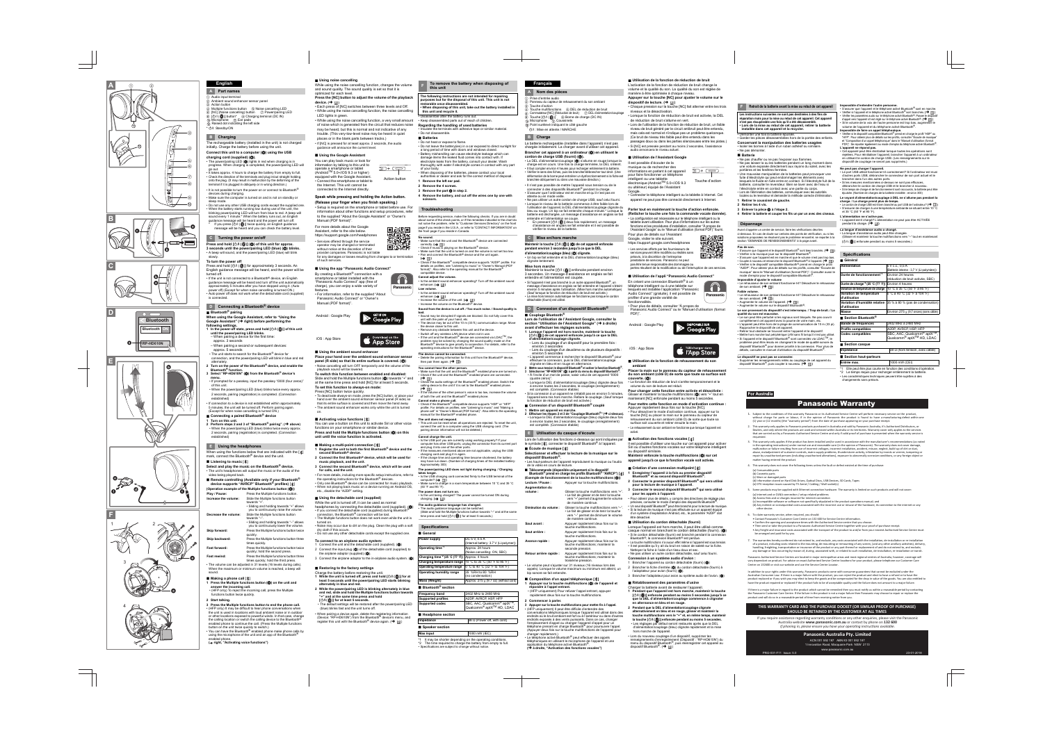## English

### A Part names

1. Audio input terminal
2. Ambient sound enhancer sensor panel
3. Action button
4. Multiple functions button
5. Noise cancelling LED
6. [NC] (Noise cancelling) button
7. Power/pairing LED
8. [⏻/ᛒ] button
9. Charging terminal (DC IN)
10. Microphone
11. Ear pads
12. Raised dot indicating the left side

*1: Standby/ON

### B Charging

The rechargeable battery (installed in the unit) is not charged initially. Charge the battery before using the unit.

**Connect this unit to a computer (B) using the USB charging cord (supplied) (B).**

- The power/pairing LED (B) lights in red when charging is in progress. When charging is completed, the power/pairing LED will go out.
- It takes approx. 4 hours to charge the battery from empty to full.
- Check the direction of the terminals and plug in/out straight holding onto the plug. (It may result in malfunction by the deforming of the terminal if it is plugged in obliquely or in wrong direction.)
- It is not possible to turn the power on or connect to Bluetooth® devices during charging.
- Make sure the computer is turned on and is not on standby or sleep mode.
- Do not use any other USB charging cords except the supplied one.
- When the battery is running low during use of the unit, the blinking power/pairing LED will turn from blue to red. A beep sounds every 1 minute.* When the battery runs out, an English guidance message will be heard and the power will be turned off.

\* If you press [⏻/ᛒ] twice quickly, an English guidance message will be heard and you can check the battery level.

### C Turning the power on/off

**Press and hold [⏻/ᛒ] (C) of this unit for approx. 3 seconds until the power/pairing LED (blue) (C) blinks.**

- A beep will sound, and the power/pairing LED (blue) will blink slowly.

**To turn the power off:**

Press and hold [⏻/ᛒ] for approximately 3 seconds. An English guidance message will be heard, and the power will be turned off.

- If the unit is not connected to a Bluetooth® device, an English guidance message will be heard and the unit turns off automatically approximately 5 minutes after your last operation.
- Auto power off does not work when the detachable cord (supplied) is connected.

### D Connecting a Bluetooth® device

■ **Bluetooth® pairing**

**When using the Google Assistant, refer to "Using the Google Assistant" (→ right) before performing the following settings.**

1. **In the power-off state, press and hold [⏻/ᛒ] of this unit until the power/pairing LED blinks.**
   – When pairing a device for the first time: approx. 3 seconds
   – When pairing a second or subsequent devices: approx. 5 seconds
   - The unit starts to search for the Bluetooth® device for connection, and the power/pairing LED will blink in blue and red alternately.
2. **Turn on the power of the Bluetooth® device, and enable the Bluetooth® function.**
3. **Select "RP-HD610N" (D) from the Bluetooth® device's menu.**
   - If prompted for a passkey, input the passkey "0000 (four zeros)" of this unit.
   - When the power/pairing LED (blue) blinks twice every approx. 2 seconds, pairing (registration) is completed. (Connection established)

- If connection to a device is not established within approximately 5 minutes the unit will be turned off. Perform pairing again. (Except for when noise cancelling is turned ON.)

■ **Connecting a paired Bluetooth® device**

1. **Turn on this unit.**
2. **Perform steps 2 and 3 of "Bluetooth® pairing" (→ above)**
   - When the power/pairing LED (blue) blinks twice every approx. 2 seconds, pairing (registration) is completed. (Connection established)

### E Using the headphones

When using the functions below that are indicated with the [ᛒ] mark, connect the Bluetooth® device and the unit.

■ **Listening to music [ᛒ]**

**Select and play the music on the Bluetooth® device.**

- The unit's headphones will output the music or the audio of the video being played back.

■ **Remote controlling (Available only if your Bluetooth® device supports "AVRCP" Bluetooth® profiles) [ᛒ]**

**(Operation example of the Multiple functions button (E))**

| | |
|---|---|
| Play / Pause: | Press the Multiple functions button. |
| Increase the volume: | Slide the Multiple functions button towards "+". • Sliding and holding towards "+" allows you to continuously raise the volume. |
| Decrease the volume: | Slide the Multiple functions button towards "–". • Sliding and holding towards "–" allows you to continuously lower the volume. |
| Skip forward: | Press the Multiple functions button twice quickly. |
| Skip backward: | Press the Multiple functions button three times quickly. |
| Fast forward: | Press the Multiple functions button twice quickly, hold the second press. |
| Fast rewind: | Press the Multiple functions button three times quickly, hold the third press. |

- The volume can be adjusted in 31 levels (16 levels during calls). When the maximum or minimum volume is reached, a beep will sound.

■ **Making a phone call [ᛒ]**

1. **Press the Multiple functions button (E) on the unit and answer the incoming call.**
   - (HFP only) To reject the incoming call, press the Multiple functions button twice quickly.
2. **Start talking.**
3. **Press the Multiple functions button to end the phone call.**

- (HFP only) It may be difficult to hear phone conversations when the unit is used in locations with loud ambient noise or in outdoor or other locations exposed to powerful winds. In that case, change the calling location or switch the calling device to the Bluetooth® enabled phone to continue the call. (Press the Multiple functions button on the unit twice quickly to switch.)
- You can have the Bluetooth® enabled phone make phone calls by using the microphone of the unit and an app of the Bluetooth® enabled phone. (→ right, "Activating voice functions")

■ **Using noise cancelling**

While using the noise cancelling function, changes the volume and sound quality. The sound quality is set so that it is optimized for each level.

**Press the [NC] button to adjust the volume of the playback device.**

- Each press of [NC] switches between three levels and OFF.
- While using the noise cancelling function, the noise cancelling LED lights in green.
- While using the noise cancelling function, a very small amount of noise which is generated from the circuit that reduces noise may be heard, but this is normal and not indicative of any trouble. (This very-low-level noise may be heard in quiet places or in the blank parts between tracks.)
- If [NC] is pressed for at least approx. 2 seconds, the audio guidance will announce the current level.

■ **Using the Google Assistant**

You can play back music or look for information by talking to the unit to operate a smartphone or tablet (Android™ 5.0 or higher / iOS 10.0 or higher) equipped with the Google Assistant.

- Connect the smartphone or tablet to the Internet. This unit cannot be connected to the Internet directly.

Action button

**Speak while pressing and holding the Action button.**
**(Release your finger when you finish speaking.)**

- Setup is required on the smartphone or tablet before use. For information about other functions and setup procedures, refer to the supplied "About the Google Assistant" or "Owner's Manual (PDF format)".

For more details about the Google Assistant, refer to the site below.
https://support.google.com/headphones

- Services offered through the service operator may be changed or terminated without notice at the discretion of their provider companies. Panasonic is not liable for any damages or losses resulting from changes to or termination of such services.

■ **Using the app "Panasonic Audio Connect"**

By creating a Bluetooth® connection with a smartphone or tablet installed with the "Panasonic Audio Connect" app (free of charge), you can enjoy a variety of features.

- For information, refer to the supplied "About Panasonic Audio Connect" or "Owner's Manual (PDF format)".

Android : Google Play

iOS : App Store

■ **Using the ambient sound enhancer**

**Place your hand over the ambient sound enhancer sensor panel (R side) so that its entire surface is covered. (E)**

- Noise cancelling will turn OFF temporarily and the volume of the playback sound will be lowered.

**To switch the function between enabled and disabled:**
Slide and hold the Multiple functions button (E) towards "+" and at the same time press and hold [NC] for at least 5 seconds.

**To set this function to always-on mode:**
Press [NC] button twice quickly.

- To deactivate always-on mode, press the [NC] button, or place your hand over the ambient sound enhancer sensor panel (R side) so that its entire surface is covered and then move the hand away.
- The ambient sound enhancer works only while the unit is turned on.

■ **Activating voice functions [ᛒ]**

You can use a button on this unit to activate Siri or other voice functions on your smartphone or similar device.

**Press and hold the Multiple functions button (E) with the unit until the voice function is activated.**

■ **Making a multi-point connection [ᛒ]**

1. **Register the unit to both the first Bluetooth® device and the second Bluetooth® device.**
2. **Connect the first Bluetooth® device, which will be used for music playback, and the unit.**
3. **Connect the second Bluetooth® device, which will be used for calls, and the unit.**

- For more details, including more specific setup instructions, refer to the operating instructions for the Bluetooth® devices.
- Only one Bluetooth® device can be connected for music playback.
- When not playing back music on a device running an Android OS, etc., disable the "A2DP" setting.

■ **Using the detachable cord (supplied)**

While the unit is turned off, it can be used as normal headphones by connecting the detachable cord (supplied). (F)

- If you connect the detachable cord (supplied) during Bluetooth® connection, the Bluetooth® connection will be lost.
- The Multiple functions button does not work even while the unit is turned on.
- Noise may occur due to dirt on the plug. Clean the plug with a soft dry cloth if this occurs.
- Do not use any other detachable cords except the supplied one.

**To connect to an airplane audio system:**

1. Connect the unit and the detachable cord (supplied). (F)
2. Connect the input plug (F) of the detachable cord (supplied) to the airplane adaptor (supplied). (F)
3. Connect the airplane adaptor to the in-airplane audio system. (F)

■ **Restoring to the factory settings**

Charge the battery before restoring the unit.

1. **While the unit is turned off, press and hold [⏻/ᛒ] for at least 5 seconds until the power/pairing LED starts blinking alternately in blue and red.**
2. **While the power/pairing LED is blinking alternately in blue and red, slide and hold the Multiple functions button towards "+" and at the same time press and hold [⏻/ᛒ] for at least 5 seconds.**
   - The default settings will be restored after the power/pairing LED (blue) blinks fast and the unit turns off.

- When pairing a device again, delete the registration information (Device: "RP-HD610N") from the Bluetooth® device's menu, and register this unit with the Bluetooth® device again. (→ D)

### F To remove the battery when disposing of this unit

**The following instructions are not intended for repairing purposes but for the disposal of this unit. This unit is not restorable once disassembled.**
**• When disposing of this unit, take out the battery installed in this unit and recycle it.**

Disassemble after the battery runs out.

- Keep disassembled parts out of reach of children.

**Regarding the handling of used batteries**

- Insulate the terminals with adhesive tape or similar material.
- Do not disassemble.

■ **Batteries**

- Do not heat or expose to flame.
- Do not leave the battery(ies) in a car exposed to direct sunlight for a long period of time with doors and windows closed.
- Battery mishandling can cause electrolyte leakage which can damage items the leaked fluid comes into contact with. If electrolyte leaks from the battery, consult your dealer. Wash thoroughly with water if electrolyte comes in contact with any part of your body.
- When disposing of the batteries, please contact your local authorities or dealer and ask for the correct method of disposal.

1. **Remove the left ear pad.**
2. **Remove the 4 screws.**
3. **Remove the part (B) in step 2.**
4. **Remove the battery, and cut off the wires one by one with scissors.**

### Troubleshooting

Before requesting service, make the following checks. If you are in doubt about some of the check points, or if the remedies indicated in the chart do not solve the problem, refer to "Customer Services Directory" on the front page if you reside in the U.S.A., or refer to "CONTACT INFORMATION" on the front page if you reside in Canada.

**No sound.**
- Make sure that the unit and the Bluetooth® device are connected correctly. (→ D)
- Check if music is playing on the Bluetooth® device.
- Make sure that the unit is turned on and the volume is not set too low.
- Pair and connect the Bluetooth® device and the unit again. (→ D)
- Check if the Bluetooth® compatible device supports "A2DP" profile. For details on profiles, see "Listening to music" in "Owner's Manual (PDF format)". Also refer to the operating manual for the Bluetooth® compatible device.

**Cannot hear ambient sound.**
- Is the ambient sound enhancer operating? Turn off the ambient sound enhancer. (→ E)

**Low volume.**
- Is the ambient sound enhancer operating? Turn off the ambient sound enhancer. (→ E)
- Increase the volume of the unit. (→ E)
- Increase the volume on the Bluetooth® device.

**Sound from the device is cut off / Too much noise / Sound quality is bad.**
- Sound may be disrupted if signals are blocked. Do not fully cover this unit with the palm of your hand, etc.
- The device may be out of the 10 m (33 ft) communication range. Move the device closer to this unit.
- Remove any obstacle between this unit and the device.
- Switch off any wireless LAN device when not in use.
- If the unit and the Bluetooth® device are connected via LDAC™, the problem may be solved by changing the sound quality mode on the Bluetooth® device to give priority to connection. For details, refer to the operating instructions for the Bluetooth® device.

**The device cannot be connected.**
- Delete the pairing information for this unit from the Bluetooth® device, then pair them again. (→ D)

**You cannot hear the other person.**
- Make sure that the unit and the Bluetooth® enabled phone are turned on.
- Check if the unit and the phone are connected.
- Check the audio settings of the Bluetooth® enabled phone. Switch the calling device to the unit if it is set to the Bluetooth® enabled phone.
- If the volume of the other person's voice is too low, increase the volume of both the unit and the Bluetooth® enabled phone.

**Cannot make a phone call.**
- Check if the Bluetooth® compatible device supports "HSP" or "HFP" profile. For details on profiles, see "Listening to music" or "Making a phone call" in "Owner's Manual (PDF format)". Also refer to the operating manual for the Bluetooth® compatible device.

**The unit does not respond.**
- The unit can be reset when all operations are rejected. To reset, connect the unit to a computer using the USB charging cord. (The pairing device information will not be deleted.)

**Cannot charge the unit.**
- Is the USB cord you are currently using working properly? If your computer has other USB ports, unplug the connector from the current port and plug it into one of the other ports.
- If the measures mentioned above are not applicable, unplug the USB charging cord and plug it in again.
- If the charge time and operating time have become shorter, the battery may have run down. (Number of charging times of the built-in battery: approx. 300)

**The power/pairing LED does not light during charging. / Charging takes longer.**
- Is the USB charging cord connected firmly to the USB terminal of the computer? (→ B)
- Make sure to charge in a room temperature between 10 °C and 35 °C (50 °F and 95 °F).

**The power does not turn on.**
- Is the unit being charged? The power cannot be turned ON during charging. (→ B)

**The audio guidance language has changed.**
- The audio guidance language can be switched. (Slide and hold the Multiple functions button towards "–" and at the same time press and hold [⏻/ᛒ] for at least 5 seconds.)

### Specifications

■ **General**

| | |
|---|---|
| Power supply | DC 5 V, 0.5 A (Internal battery: 3.7 V (Li-polymer)) |
| Operating time*1 | Approx. 24 hours (Noise cancelling: ON, SBC) |
| Charging time*2 (25 °C (77 °F)) | Approx. 4 hours |
| Charging temperature range | 10 °C to 35 °C (50 °F to 95 °F) |
| Operating temperature range | 0 °C to 40 °C (32 °F to 104 °F) |
| Operating humidity range | 35 %RH to 80 %RH (no condensation) |
| Mass (Weight) | Approx. 275 g (9.7 oz) (without cord) |

■ **Bluetooth® section**

| | |
|---|---|
| Frequency band | 2402 MHz to 2480 MHz |
| Supported profiles | A2DP, AVRCP, HSP, HFP |
| Supported codec | SBC, AAC, Qualcomm® aptX™, Qualcomm® aptX™ HD, LDAC |

■ **Headphone section**

| | |
|---|---|
| Impedance | 36 Ω (Power off, with cord) |

■ **Speaker section**

| | |
|---|---|
| Max input | 1000 mW (IEC) |

*1 It may be shorter depending on the operating conditions.
*2 The time required to charge the battery from empty to full.
- Specifications are subject to change without notice.

## Français

### A Nom des pièces

1. Prise d'entrée audio
2. Panneau du capteur de rehaussement du son ambiant
3. Touche d'action
4. Touche multifonctions
5. DEL de réduction de bruit
6. Commande [NC] (Réduction de bruit)
7. DEL d'alimentation/couplage
8. Touche [⏻/ᛒ]
9. Borne de charge (DC IN)
10. Microphone
11. Coussinets
12. Point en relief indiquant le côté gauche

*1 : Mise en attente / MARCHE

### B Charge

La batterie rechargeable (installée dans l'appareil) n'est pas chargée initialement. La charger avant d'utiliser cet appareil.

**Brancher cet appareil à un ordinateur (B) en utilisant le cordon de charge USB (fourni) (B).**

- La DEL d'alimentation/couplage (B) s'allume en rouge lorsque la charge est en cours. Une fois la charge terminée, la DEL s'éteint.
- Il faut compter environ 4 heures pour recharger entièrement la batterie.
- Vérifier le sens des fiches, puis les brancher/débrancher tout droit. (Une déformation de la borne peut entraîner un dysfonctionnement si la fiche est branchée obliquement ou dans une mauvaise direction.)
- Il n'est pas possible de mettre l'appareil sous tension ou de le connecter à des dispositifs Bluetooth® pendant la charge.
- S'assurer que l'ordinateur est en marche et qu'il n'est pas en attente ou en mode veille.
- Ne pas utiliser un autre cordon de charge USB, sauf celui fourni.
- Lorsque le niveau de la batterie commence à être faible lors de l'utilisation de l'appareil, la DEL d'alimentation/couplage clignotante passe du bleu au rouge. Un bip est émis toutes les minutes.* Lorsque la batterie est déchargée, un message d'assistance en anglais se fait entendre et l'alimentation est coupée.

\* Si vous appuyez sur [⏻/ᛒ] deux fois rapidement, un message d'assistance en anglais se fait entendre et il est possible de vérifier le niveau de la batterie.

### C Mise en/hors marche

**Maintenir la touche [⏻/ᛒ] (C) de cet appareil enfoncée pendant environ 3 secondes jusqu'à ce que la DEL d'alimentation/couplage (bleu) (C) clignote.**

- Un bip se fait entendre et la DEL d'alimentation/couplage (bleu) clignote lentement.

**Mise hors marche :**

Maintenir la touche [⏻/ᛒ] enfoncée pendant environ 3 secondes. Un message d'assistance en anglais se fait entendre et l'alimentation est coupée.

- Si l'appareil n'est pas branché à un dispositif Bluetooth®, un message d'assistance en anglais se fait entendre et l'appareil s'éteint automatiquement environ 5 minutes après votre dernière opération.
- La mise hors tension automatique ne fonctionne pas lorsque le cordon détachable (fourni) est connecté.

### D Connexion d'un dispositif Bluetooth®

■ **Couplage Bluetooth®**

**Lors de l'utilisation de l'Assistant Google, consulter la section "Utilisation de l'Assistant Google" (→ à droite) avant d'effectuer les réglages suivants.**

1. **Lorsque l'appareil est hors marche, maintenir la touche [⏻/ᛒ] de cet appareil enfoncée jusqu'à ce que la DEL d'alimentation/couplage clignote.**
   – Lors du couplage d'un dispositif pour la première fois : environ 3 secondes
   – Lors du couplage d'un deuxième ou de plusieurs dispositifs : environ 5 secondes
   - L'appareil commence à rechercher le dispositif Bluetooth® pour effectuer la connexion, puis la DEL d'alimentation/couplage clignote en bleu et rouge en alternance.
2. **Mettre sous tension le dispositif Bluetooth® et activer la fonction Bluetooth®.**
3. **Sélectionner "RP-HD610N" (D) à partir du menu du dispositif Bluetooth®.**
   - Si invité à entrer un mot de passe, saisir celui de cet appareil "0000 (quatre zéros)".
   - Lorsque la DEL d'alimentation/couplage (bleu) clignote deux fois environ toutes les 2 secondes, le couplage (enregistrement) est complété. (Connexion établie)

- Si la connexion à un dispositif n'est pas établie en environ 5 minutes, l'appareil sera mis hors marche. Effectuer à nouveau le couplage. (Sauf lorsque la fonction de réduction de bruit est activée.)

■ **Connexion d'un dispositif Bluetooth® couplé**

1. **Mettre cet appareil en marche.**
2. **Effectuer les étapes 2 et 3 de "Couplage Bluetooth®" (→ ci-dessus)**
   - Lorsque la DEL d'alimentation/couplage (bleu) clignote deux fois environ toutes les 2 secondes, le couplage (enregistrement) est complété. (Connexion établie)

### E Utilisation du casque d'écoute

Lors de l'utilisation des fonctions ci-dessous qui sont indiquées par le symbole [ᛒ], connecter le dispositif Bluetooth® et l'appareil.

■ **Écoute de musique [ᛒ]**

**Sélectionner et effectuer la lecture de la musique sur le dispositif Bluetooth®.**

- Les écouteurs de l'appareil reproduisent la musique ou l'audio de la vidéo en cours de lecture.

■ **Télécommande (disponible uniquement si le dispositif Bluetooth® prend en charge les profils Bluetooth® "AVRCP") [ᛒ]**

**(Exemple de fonctionnement de la touche multifonctions (E))**

| | |
|---|---|
| Lecture / Pause : | Appuyer sur la touche multifonctions. |
| Augmentation du volume : | Glisser la touche multifonctions vers "+". • Le fait de glisser et de tenir la touche vers "+" permet d'augmenter le volume de manière continue. |
| Diminution du volume : | Glisser la touche multifonctions vers "–". • Le fait de glisser et de tenir la touche vers "–" permet de diminuer le volume de manière continue. |
| Saut avant : | Appuyer rapidement deux fois sur la touche multifonctions. |
| Saut arrière : | Appuyer rapidement trois fois sur la touche multifonctions. |
| Avance rapide : | Appuyer rapidement deux fois sur la touche multifonctions, maintenir la seconde pression. |
| Retour arrière rapide : | Appuyer rapidement trois fois sur la touche multifonctions, maintenir la troisième pression. |

- Le volume peut s'ajuster sur 31 niveaux (16 niveaux pendant les appels). Lorsque le volume maximum ou minimum est atteint, un bip sonore se fait entendre.

■ **Composition d'un appel téléphonique [ᛒ]**

1. **Appuyer sur la touche multifonctions (E) de l'appareil et répondre à l'appel entrant.**
   - (HFP uniquement) Pour refuser l'appel entrant, appuyer rapidement deux fois sur la touche multifonctions.
2. **Commencer à parler.**
3. **Appuyer sur la touche multifonctions pour mettre fin à l'appel.**

- (HFP uniquement) Il peut être difficile d'entendre des conversations téléphoniques lorsque l'appareil est utilisé dans des endroits où le bruit ambiant est fort ou à l'extérieur ou dans d'autres endroits exposés à des vents puissants. Dans ce cas, changer l'emplacement d'appel ou changer l'appareil d'appel pour le téléphone compatible Bluetooth® pour continuer l'appel. (Appuyer rapidement deux fois sur la touche multifonctions de l'appareil pour changer.)
- Le téléphone compatible Bluetooth® peut effectuer des appels téléphoniques en utilisant le microphone de l'appareil et une application du téléphone actif Bluetooth®. (→ à droite, "Activation des fonctions vocales")

■ **Utilisation de la fonction de réduction de bruit**

L'activation de la fonction de réduction de bruit change le volume et la qualité du son. La qualité du son est réglée de manière à être optimisée à chaque niveau.

**Appuyer sur la touche [NC] pour ajuster le volume sur le dispositif de lecture.**

- Chaque pression sur la touche [NC] fait alterner entre les trois niveaux et la désactivation.
- Lorsque la fonction de réduction du bruit est activée, la DEL de réduction de bruit s'allume en vert.
- Lors de l'utilisation de la fonction de réduction de bruit, un faible niveau de bruit généré par le circuit réduisant le bruit peut être entendu, mais cela est normal et n'indique pas un problème quelconque. (Ce bruit de niveau très faible peut être entendu dans des endroits calmes ou dans les parties silencieuses entre les pistes.)
- Si [NC] est pressée pendant au moins environ 2 secondes, l'assistance audio annoncera le niveau actuel.

■ **Utilisation de l'Assistant Google**

Il est possible d'écouter de la musique ou de rechercher des informations en parlant à cet appareil pour faire fonctionner un téléphone intelligent ou une tablette électronique (Android™ 5.0 ou ultérieur / iOS 10.0 ou ultérieur) équipé de l'Assistant Google.

- Connecter le téléphone intelligent ou la tablette à l'Internet. Cet appareil ne peut pas être connecté directement à Internet.

Touche d'action

**Parler tout en maintenant la touche d'action enfoncée.**
**(Relâcher la touche une fois la commande vocale donnée.)**

- La configuration est nécessaire sur le téléphone intelligent ou la tablette avant utilisation. Pour plus d'informations sur les autres fonctions et les procédures d'installation, consulter "À propos de l'Assistant Google" ou le "Manuel d'utilisation (format PDF)" fourni.

Pour plus de détails sur l'Assistant Google, visiter le site suivant.
https://support.google.com/headphones

- Les services offerts par les fournisseurs de services peuvent être modifiés ou résiliés sans préavis, à la discrétion de l'entreprise prestataire de services. Panasonic ne peut être tenue responsable des dommages ou pertes résultant de la modification ou de l'interruption de ces services.

■ **Utilisation de l'application "Panasonic Audio Connect"**

En créant une connexion Bluetooth® à un téléphone intelligent ou à une tablette sur lesquels est installée l'application "Panasonic Audio Connect" (gratuite), il est possible de profiter d'une grande variété de fonctionnalités.

- Pour plus de détails, consulter "À propos de Panasonic Audio Connect" ou le "Manuel d'utilisation (format PDF)".

Android : Google Play

iOS : App Store

■ **Utilisation de la fonction de rehaussement du son ambiant**

**Placer la main sur le panneau du capteur de rehaussement du son ambiant (côté D) de sorte que toute sa surface soit couverte. (E)**

- La fonction de réduction de bruit s'arrête temporairement et le volume du son de lecture est réduit.

**Pour changer cette fonction entre activée et désactivée :**
Glisser et maintenir la touche multifonctions (E) vers "+" et en même temps maintenir [NC] enfoncée pendant au moins 5 secondes.

**Pour mettre cette fonction en mode d'activation continue :**
Appuyer rapidement deux fois sur la touche [NC].

- Pour désactiver le mode d'activation continue, appuyer sur la touche [NC] ou placer la main sur le panneau du capteur de rehaussement du son ambiant (côté D) de sorte que toute sa surface soit couverte et retirer ensuite la main.
- Le rehaussement du son ambiant ne fonctionne que lorsque l'appareil est allumé.

■ **Activation des fonctions vocales [ᛒ]**

Il est possible d'utiliser une touche sur cet appareil pour activer Siri ou d'autres fonctions vocales sur votre téléphone intelligent ou dispositif similaire.

**Maintenir enfoncée la touche multifonctions (E) sur cet appareil jusqu'à ce que la fonction vocale soit activée.**

■ **Création d'une connexion multipoint [ᛒ]**

1. **Enregistrer l'appareil à la fois au premier dispositif Bluetooth® et au second dispositif Bluetooth®.**
2. **Connecter le premier dispositif Bluetooth® qui sera utilisé pour la lecture de musique à l'appareil.**
3. **Connecter le second dispositif Bluetooth® qui sera utilisé pour les appels à l'appareil.**

- Pour obtenir plus de détails, y compris des directives de réglage plus précises, consulter le mode d'emploi des dispositifs Bluetooth®.
- Un seul dispositif Bluetooth® peut être branché pour la lecture de musique.
- Si la lecture de musique n'est pas effectuée sur un appareil équipé d'un système d'exploitation Android, etc., désactiver le réglage "A2DP".

■ **Utilisation du cordon détachable (fourni)**

Lorsque l'appareil est hors marche, il peut être utilisé comme casque normal en branchant le cordon détachable (fourni). (F)

- Si le cordon détachable (fourni) est branché pendant la connexion Bluetooth®, la connexion Bluetooth® est perdue.
- La touche multifonctions ne marche pas même si l'appareil est sous tension.
- Il est possible qu'il y ait du bruit en raison de saleté sur la fiche. Nettoyer la fiche à l'aide d'un chiffon sec et doux, le cas échéant.
- Ne pas utiliser un autre cordon détachable, sauf celui fourni.

**Connexion à un système audio d'avion :**

1. Brancher l'appareil au cordon détachable (fourni). (F)
2. Brancher la fiche d'entrée (F) du cordon détachable (fourni) à l'adaptateur pour avion (fourni). (F)
3. Brancher l'adaptateur pour avion au système audio de l'avion. (F)

■ **Rétablissement des paramètres d'usine**

Charger la batterie avant de restaurer l'appareil.

1. **Pendant que l'appareil est hors marche, maintenir la touche [⏻/ᛒ] enfoncée pendant au moins 5 secondes jusqu'à ce que la DEL d'alimentation/couplage commence à clignoter en alternance en bleu et en rouge.**
2. **Pendant que la DEL d'alimentation/couplage clignote alternativement en bleu et en rouge, glisser et maintenir la touche multifonctions vers le "+" et, en même temps, maintenir la touche [⏻/ᛒ] enfoncée pendant au moins 5 secondes.**
   - Les réglages par défaut seront restaurés après que la DEL d'alimentation/couplage (bleu) clignote rapidement et que l'appareil se mette hors marche.

- Lors du nouveau couplage d'un dispositif, supprimer les renseignements d'enregistrement (Dispositif : "RP-HD610N") du menu du dispositif Bluetooth®, puis réenregistrer cet appareil au dispositif Bluetooth®. (→ D)

### F Retrait de la batterie avant la mise au rebut de cet appareil

**Les instructions suivantes ne sont pas destinées à des fins de réparation mais pour la mise au rebut de cet appareil. Cet appareil n'est pas récupérable une fois qu'il a été désassemblé.**
**• Lors de la mise au rebut de cet appareil, retirer la batterie installée dans cet appareil et la recycler.**

Démonter une fois la batterie épuisée.

- Garder les pièces désassemblées hors de la portée des enfants.

**Concernant la manipulation des batteries usagées**

- Isoler les bornes à l'aide d'un ruban adhésif ou similaire.
- Ne pas démonter.

■ **Batterie**

- Ne pas chauffer ou ne pas l'exposer aux flammes.
- Ne pas laisser la ou les batteries pendant un long moment dans une voiture exposée directement aux rayons du soleil, avec les portières et les fenêtres fermées.
- Une mauvaise manipulation de la batterie peut provoquer une fuite d'électrolyte qui peut endommager les éléments avec lesquels le fluide est entré en contact. Si l'électrolyte fuit de la batterie, consulter le revendeur. Bien se laver avec de l'eau si l'électrolyte entre en contact avec une partie du corps.
- Lors de l'élimination des batteries, communiquer avec les autorités locales ou le revendeur et demander la méthode correcte d'élimination.

1. **Retirer le coussinet de gauche.**
2. **Retirer les 4 vis.**
3. **Enlever la pièce (B) à l'étape 2.**
4. **Retirer la batterie et couper les fils un par un avec des ciseaux.**

### Dépannage

Avant d'appeler un centre de service, faire les vérifications décrites ci-dessous. En cas de doute sur certains des points de vérification, ou si les solutions proposées ne résolvent pas le problème, consulter la section "DEMANDE DE RENSEIGNEMENTS" à la page avant.

**Pas de son.**
- S'assurer que l'appareil et le dispositif Bluetooth® sont bien branchés. (→ D)
- Vérifier si la musique joue sur le dispositif Bluetooth®.
- S'assurer que l'appareil est en marche et que le volume n'est pas trop bas.
- Coupler à nouveau et brancher le dispositif Bluetooth® à l'appareil. (→ D)
- Vérifier si le dispositif compatible Bluetooth® prend en charge le profil "A2DP". Pour obtenir plus de détails sur les profils, consulter "Écoute de musique" dans le "Manuel d'utilisation (format PDF)". Consulter aussi le mode d'emploi pour le dispositif compatible Bluetooth®.

**Impossible d'entendre le son ambiant.**
- Le rehausseur de son ambiant fonctionne-t-il? Désactiver le rehausseur de son ambiant. (→ E)

**Volume faible.**
- Le rehausseur de son ambiant fonctionne-t-il? Désactiver le rehausseur de son ambiant. (→ E)
- Augmenter le volume de l'appareil. (→ E)
- Augmenter le volume sur le dispositif Bluetooth®.

**Le son du dispositif est interrompu. / Trop de bruit. / La qualité du son est mauvaise.**
- Le son peut être perturbé si les signaux sont bloqués. Ne pas couvrir complètement cet appareil avec la paume de votre main, etc.
- L'appareil peut être hors de la plage de communication de 10 m (33 pi). Rapprocher le dispositif de cet appareil.
- Retirer tout obstacle se trouvant entre l'appareil et le dispositif.
- Mettre hors marche tout périphérique LAN sans fil lorsqu'il n'est pas utilisé.
- Si l'appareil et le dispositif Bluetooth® sont connectés via LDAC™, le problème peut être résolu en changeant le mode de qualité sonore du dispositif Bluetooth® pour donner priorité à la connexion. Pour plus de détails, consulter le mode d'emploi du dispositif Bluetooth®.

**Le dispositif ne peut pas se connecter.**
- Supprimer les renseignements reliés au couplage de cet appareil du dispositif Bluetooth® puis coupler à nouveau. (→ D)

**Impossible d'entendre l'autre personne.**
- S'assurer que l'appareil et le téléphone actif Bluetooth® sont en marche.
- Vérifier si l'appareil et le téléphone sont branchés.
- Vérifier les réglages audio du téléphone actif Bluetooth®. Passer le dispositif d'appel à l'appareil s'il est réglé sur le téléphone actif Bluetooth®.
- Si le volume de la voix de l'autre personne est trop bas, augmenter le volume de l'appareil ainsi que celui du téléphone actif Bluetooth®.

**Impossible de faire un appel téléphonique.**
- Vérifier si le dispositif compatible Bluetooth® prend en charge les profils "HSP" ou "HFP". Pour obtenir plus de détails sur les profils, consulter "Écoute de musique" ou "Composition d'un appel téléphonique" dans le "Manuel d'utilisation (format PDF)". Consulter aussi le mode d'emploi pour le dispositif compatible Bluetooth®.

**L'appareil ne répond pas.**
- Cet appareil peut être réinitialisé lorsque toutes les opérations sont rejetées. Pour réinitialiser, brancher l'appareil à un ordinateur à l'aide du cordon de charge USB. (Les renseignements sur le dispositif de couplage ne seront pas supprimés.)

**Ne peut pas charger l'appareil.**
- Le cordon USB utilisé fonctionne-t-il correctement? Si l'ordinateur est doté d'autres ports USB, débrancher le connecteur du port actuel et le brancher dans l'un des autres ports.
- Si les mesures mentionnées ci-dessus ne sont pas applicables, débrancher le cordon de charge USB et le brancher à nouveau.
- Si le temps de charge et le temps d'utilisation deviennent plus courts, la batterie peut être épuisée. (Nombre de charges de la batterie intégrée : environ 300)

**Le voyant d'alimentation/couplage à DEL ne s'allume pas pendant la charge. / La charge prend plus de temps.**
- Le cordon de charge USB est-il bien branché à la borne USB de l'ordinateur? (→ B)
- S'assurer de charger dans une pièce où la température est entre 10 °C et 35 °C (50 °F et 95 °F).

**L'alimentation ne s'active pas.**
- L'appareil est-il en cours de charge? L'alimentation ne peut pas être ACTIVÉE pendant la charge. (→ B)

**La langue d'assistance audio a changé.**
- La langue d'assistance audio peut être changée. (Glisser et maintenir la touche multifonctions vers "–" tout en maintenant [⏻/ᛒ] enfoncée pendant au moins 5 secondes.)

### Spécifications

■ **Général**

| | |
|---|---|
| Alimentation | CC 5 V, 0,5 A (Batterie interne : 3,7 V (Li-polymère)) |
| Durée de fonctionnement*1 | Environ 24 heures (Réduction de bruit activée, SBC) |
| Durée de charge*2 (25 °C (77 °F)) | Environ 4 heures |
| Variation de température de charge | 10 °C à 35 °C (50 °F à 95 °F) |
| Variation de température d'utilisation | 0 °C à 40 °C (32 °F à 104 °F) |
| Variation d'humidité relative d'utilisation | 35 % à 80 % (sans condensation) |
| Masse | Environ 275 g (9,7 onces) (sans câble) |

■ **Section Bluetooth®**

| | |
|---|---|
| Bande de fréquences | 2402 MHz à 2480 MHz |
| Profils compatibles | A2DP, AVRCP, HSP, HFP |
| Codec compatible | SBC, AAC, Qualcomm® aptX™, Qualcomm® aptX™ HD, LDAC |

■ **Section casque**

| | |
|---|---|
| Impédance | 36 Ω (Hors tension, avec câble) |

■ **Section haut-parleurs**

| | |
|---|---|
| Entrée max. | 1000 mW (CEI) |

*1 Elle peut être plus courte en fonction des conditions d'opération.
*2 Le temps requis pour recharger entièrement la batterie.
- Les caractéristiques techniques peuvent être sujettes à des changements sans préavis.

## For Australia

# Panasonic Warranty

1. Subject to the conditions of this warranty Panasonic or its Authorised Service Centre will perform necessary service on the product without charge for parts or labour, if in the opinion of Panasonic, the product is found to have a manufacturing defect within one (1) year or (12 months) (the "warranty period") from the date of purchase appearing on your purchase receipt.
2. This warranty only applies to Panasonic products purchased in Australia and sold by Panasonic Australia, its Authorised Distributors or Dealers, and only where the products are used and serviced within Australia or its territories. Warranty cover only applies to the service carried out by a Panasonic Authorised Service Centre and only if valid proof of purchase is presented when warranty service is requested.
3. This warranty only applies if the product has been installed and/or used in accordance with the manufacturer's recommendations (as noted in the operating instructions) under normal use and reasonable care (in the opinion of Panasonic). The warranty does not cover damage, malfunction or failure resulting from use of incorrect voltages, incorrect installation, accident, misuse, neglect, build-up of dirt or dust, abuse, maladjustment of customer controls, mains supply problems, thunderstorm activity, infestation by insects or vermin, tampering or repair by unauthorised persons (including unauthorised alterations), exposure to abnormally corrosive conditions or any foreign object or matter having entered the product.
4. This warranty does not cover the following items unless the fault or defect existed at the time of purchase:
   (a) Consumable parts
   (b) Cosmetic parts
   (c) Worn or damaged parts
   (d) Information stored on Hard Disk Drives, Optical Discs, USB Devices, SD Cards, Tapes
   (e) DTV reception issues caused by TV Aerial / Cabling / Wall socket(s) / etc
5. Some products may be supplied with Ethernet connection hardware. The warranty is limited on such products and will not cover
   (a) Internet and or DLNA connection / setup related problems
   (b) Access fees and or charges incurred for internet connection
   (c) The compatibility of software or hardware not specifically stipulated in the product operation manual; and
   (d) Any indirect or consequential costs associated with the incorrect use or misuse of the hardware, its connection to the internet or any other device.
6. To claim warranty service, when required, you should:
   - Contact Panasonic's Customer Care Centre on 132 600 for Service Centre information.
   - Confirm the opening and acceptance times with the Authorised Service Centre that you choose.
   - Then send or take the product to a Panasonic Authorised Service Centre together with your proof of purchase receipt.
   - Any freight and insurance costs associated with the transport of the product to and/or from your nearest Authorised Service Centre must be arranged and paid for by you.
7. The warranties hereby conferred do not extend to, and exclude, any costs associated with the installation, de-installation or re-installation of a product, including costs related to the mounting, de-mounting or remounting of any screen, (and any other ancillary activities), delivery, handling, freighting, transportation or insurance of the product or any part thereof or replacement of and do not extend to, and exclude, any damage or loss occurring by reason of, during, associated with, or related to such installation, de-installation, re-installation or transit.

Panasonic Authorised Service Centres are located in major metropolitan areas and most regional centres of Australia, however, coverage will vary dependant on product. For advice on exact Authorised Service Centre locations for your product, please telephone our Customer Care Centre on 132600 or visit our website and use the Service Centre Locator.

In addition to your rights under this warranty, Panasonic products come with consumer guarantees that cannot be excluded under the Australian Consumer Law. If there is a major failure with the product, you can reject the product and elect to have a refund or to have the product replaced or if you wish you may elect to keep the goods and be compensated for the drop in value of the goods. You are also entitled to have the product repaired or replaced if the product fails to be of acceptable quality and the failure does not amount to a major failure.

If there is a major failure in regard to the product which cannot be remedied then you must notify us within a reasonable period by contacting the Panasonic Customer Care Centre. If the failure in the product is not a major failure then Panasonic may choose to repair or replace the product and will do so in a reasonable period of time from receiving notice from you.

**THIS WARRANTY CARD AND THE PURCHASE DOCKET (OR SIMILAR PROOF OF PURCHASE) SHOULD BE RETAINED BY THE CUSTOMER AT ALL TIMES**

If you require assistance regarding warranty conditions or any other enquiries, please visit the Panasonic Australia website **www.panasonic.com.au** or contact by phone on **132 600**
*If phoning in, please ensure you have your operating instructions available.*

**Panasonic Australia Pty. Limited**
ACN 001 592 187 ABN 83 001 592 187
1 Innovation Road, Macquarie Park NSW 2113
www.panasonic.com.au